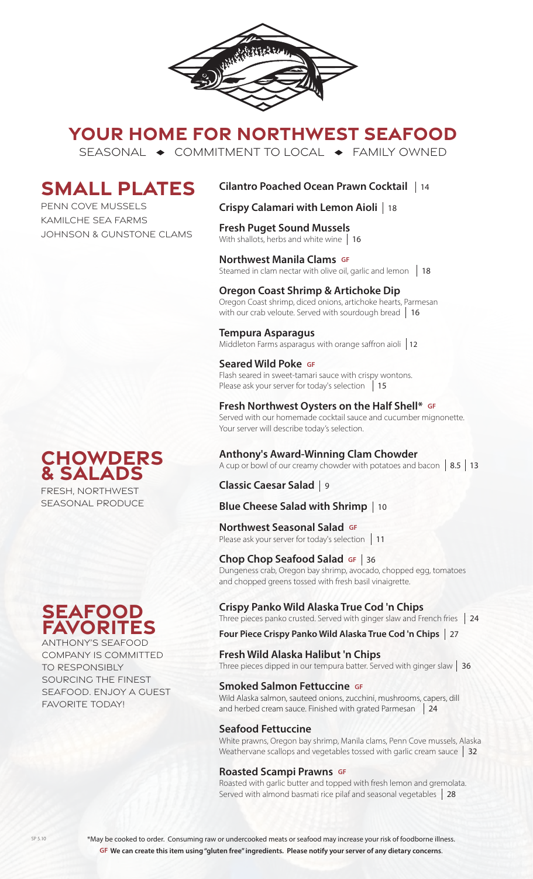# YOUR HOME FOR NORTHWEST SEAFOOD

SEASONAL ◆ COMMITMENT TO LOCAL ◆ FAMILY OWNED

## SMALL PLATES

PENN COVE MUSSELS
KAMILCHE SEA FARMS
JOHNSON & GUNSTONE CLAMS

**Cilantro Poached Ocean Prawn Cocktail** | 14

**Crispy Calamari with Lemon Aioli** | 18

**Fresh Puget Sound Mussels**
With shallots, herbs and white wine | 16

**Northwest Manila Clams** GF
Steamed in clam nectar with olive oil, garlic and lemon | 18

**Oregon Coast Shrimp & Artichoke Dip**
Oregon Coast shrimp, diced onions, artichoke hearts, Parmesan with our crab veloute. Served with sourdough bread | 16

**Tempura Asparagus**
Middleton Farms asparagus with orange saffron aioli | 12

**Seared Wild Poke** GF
Flash seared in sweet-tamari sauce with crispy wontons. Please ask your server for today's selection | 15

**Fresh Northwest Oysters on the Half Shell*** GF
Served with our homemade cocktail sauce and cucumber mignonette. Your server will describe today's selection.

## CHOWDERS & SALADS

FRESH, NORTHWEST SEASONAL PRODUCE

**Anthony's Award-Winning Clam Chowder**
A cup or bowl of our creamy chowder with potatoes and bacon | 8.5 | 13

**Classic Caesar Salad** | 9

**Blue Cheese Salad with Shrimp** | 10

**Northwest Seasonal Salad** GF
Please ask your server for today's selection | 11

**Chop Chop Seafood Salad** GF | 36
Dungeness crab, Oregon bay shrimp, avocado, chopped egg, tomatoes and chopped greens tossed with fresh basil vinaigrette.

## SEAFOOD FAVORITES

ANTHONY'S SEAFOOD COMPANY IS COMMITTED TO RESPONSIBLY SOURCING THE FINEST SEAFOOD. ENJOY A GUEST FAVORITE TODAY!

**Crispy Panko Wild Alaska True Cod 'n Chips**
Three pieces panko crusted. Served with ginger slaw and French fries | 24

**Four Piece Crispy Panko Wild Alaska True Cod 'n Chips** | 27

**Fresh Wild Alaska Halibut 'n Chips**
Three pieces dipped in our tempura batter. Served with ginger slaw | 36

**Smoked Salmon Fettuccine** GF
Wild Alaska salmon, sauteed onions, zucchini, mushrooms, capers, dill and herbed cream sauce. Finished with grated Parmesan | 24

**Seafood Fettuccine**
White prawns, Oregon bay shrimp, Manila clams, Penn Cove mussels, Alaska Weathervane scallops and vegetables tossed with garlic cream sauce | 32

**Roasted Scampi Prawns** GF
Roasted with garlic butter and topped with fresh lemon and gremolata. Served with almond basmati rice pilaf and seasonal vegetables | 28

*May be cooked to order. Consuming raw or undercooked meats or seafood may increase your risk of foodborne illness.
**GF We can create this item using "gluten free" ingredients. Please notify your server of any dietary concerns.**

SP 5.10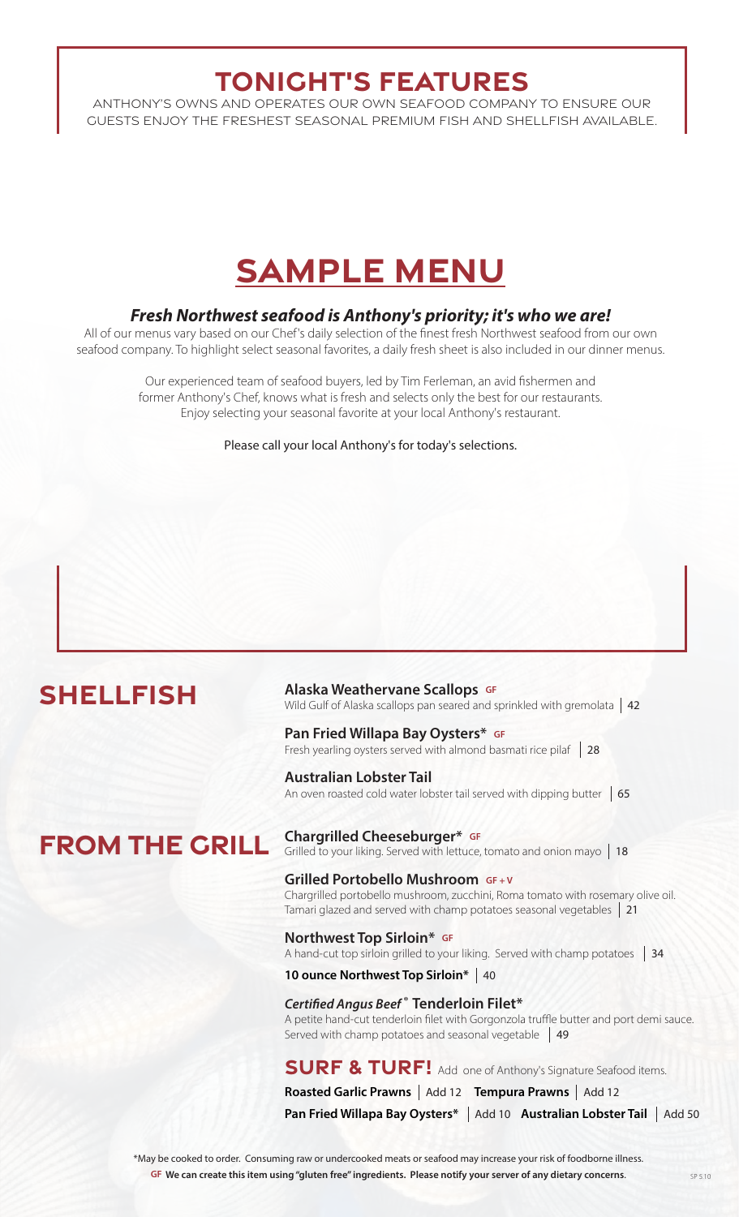# TONIGHT'S FEATURES

ANTHONY'S OWNS AND OPERATES OUR OWN SEAFOOD COMPANY TO ENSURE OUR GUESTS ENJOY THE FRESHEST SEASONAL PREMIUM FISH AND SHELLFISH AVAILABLE.

# SAMPLE MENU

***Fresh Northwest seafood is Anthony's priority; it's who we are!***

All of our menus vary based on our Chef's daily selection of the finest fresh Northwest seafood from our own seafood company. To highlight select seasonal favorites, a daily fresh sheet is also included in our dinner menus.

Our experienced team of seafood buyers, led by Tim Ferleman, an avid fishermen and former Anthony's Chef, knows what is fresh and selects only the best for our restaurants. Enjoy selecting your seasonal favorite at your local Anthony's restaurant.

Please call your local Anthony's for today's selections.

## SHELLFISH

**Alaska Weathervane Scallops** GF
Wild Gulf of Alaska scallops pan seared and sprinkled with gremolata | 42

**Pan Fried Willapa Bay Oysters*** GF
Fresh yearling oysters served with almond basmati rice pilaf | 28

**Australian Lobster Tail**
An oven roasted cold water lobster tail served with dipping butter | 65

## FROM THE GRILL

**Chargrilled Cheeseburger*** GF
Grilled to your liking. Served with lettuce, tomato and onion mayo | 18

**Grilled Portobello Mushroom** GF + V
Chargrilled portobello mushroom, zucchini, Roma tomato with rosemary olive oil. Tamari glazed and served with champ potatoes seasonal vegetables | 21

**Northwest Top Sirloin*** GF
A hand-cut top sirloin grilled to your liking. Served with champ potatoes | 34

**10 ounce Northwest Top Sirloin*** | 40

***Certified Angus Beef*® Tenderloin Filet***
A petite hand-cut tenderloin filet with Gorgonzola truffle butter and port demi sauce. Served with champ potatoes and seasonal vegetable | 49

## SURF & TURF! Add one of Anthony's Signature Seafood items.

**Roasted Garlic Prawns** | Add 12 **Tempura Prawns** | Add 12

**Pan Fried Willapa Bay Oysters*** | Add 10 **Australian Lobster Tail** | Add 50

*May be cooked to order. Consuming raw or undercooked meats or seafood may increase your risk of foodborne illness.

**GF We can create this item using "gluten free" ingredients. Please notify your server of any dietary concerns.**

SP 5.10